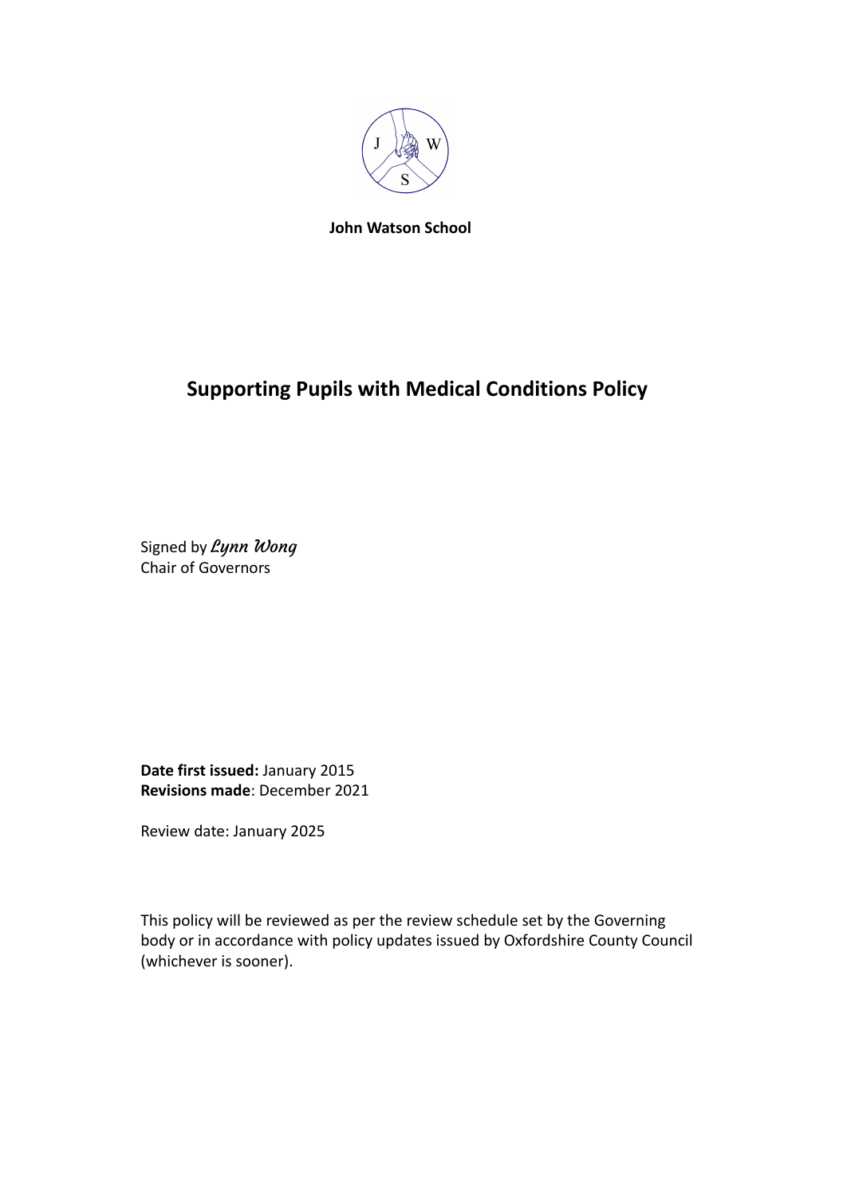**John Watson School**

# Supporting Pupils with Medical Conditions Policy

Signed by *Lynn Wong*
Chair of Governors

**Date first issued:** January 2015
**Revisions made**: December 2021

Review date: January 2025

This policy will be reviewed as per the review schedule set by the Governing body or in accordance with policy updates issued by Oxfordshire County Council (whichever is sooner).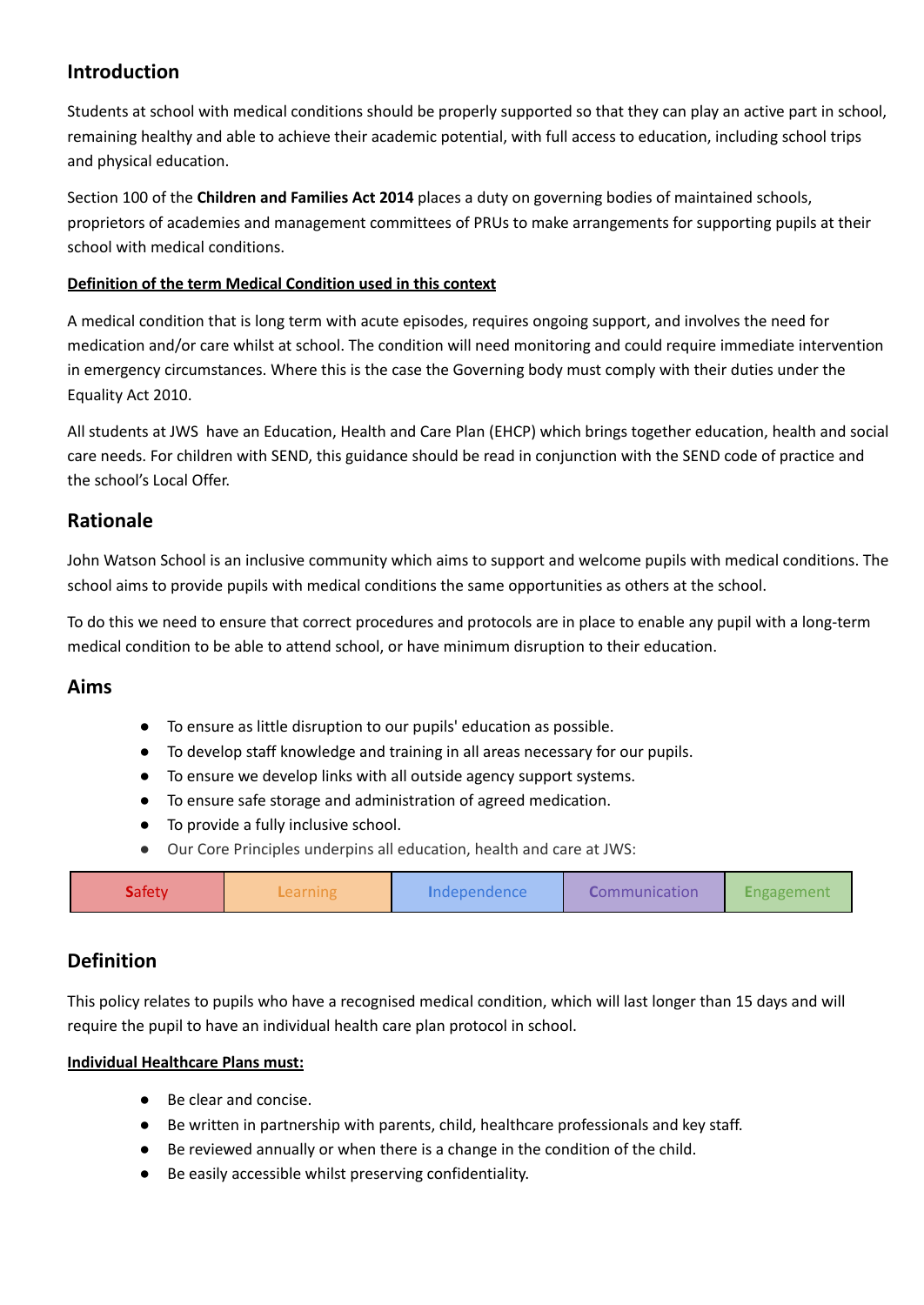## Introduction

Students at school with medical conditions should be properly supported so that they can play an active part in school, remaining healthy and able to achieve their academic potential, with full access to education, including school trips and physical education.

Section 100 of the **Children and Families Act 2014** places a duty on governing bodies of maintained schools, proprietors of academies and management committees of PRUs to make arrangements for supporting pupils at their school with medical conditions.

**Definition of the term Medical Condition used in this context**

A medical condition that is long term with acute episodes, requires ongoing support, and involves the need for medication and/or care whilst at school. The condition will need monitoring and could require immediate intervention in emergency circumstances. Where this is the case the Governing body must comply with their duties under the Equality Act 2010.

All students at JWS have an Education, Health and Care Plan (EHCP) which brings together education, health and social care needs. For children with SEND, this guidance should be read in conjunction with the SEND code of practice and the school's Local Offer.

## Rationale

John Watson School is an inclusive community which aims to support and welcome pupils with medical conditions. The school aims to provide pupils with medical conditions the same opportunities as others at the school.

To do this we need to ensure that correct procedures and protocols are in place to enable any pupil with a long-term medical condition to be able to attend school, or have minimum disruption to their education.

## Aims

- To ensure as little disruption to our pupils' education as possible.
- To develop staff knowledge and training in all areas necessary for our pupils.
- To ensure we develop links with all outside agency support systems.
- To ensure safe storage and administration of agreed medication.
- To provide a fully inclusive school.
- Our Core Principles underpins all education, health and care at JWS:

| Safety | Learning | Independence | Communication | Engagement |
|---|---|---|---|---|

## Definition

This policy relates to pupils who have a recognised medical condition, which will last longer than 15 days and will require the pupil to have an individual health care plan protocol in school.

**Individual Healthcare Plans must:**

- Be clear and concise.
- Be written in partnership with parents, child, healthcare professionals and key staff.
- Be reviewed annually or when there is a change in the condition of the child.
- Be easily accessible whilst preserving confidentiality.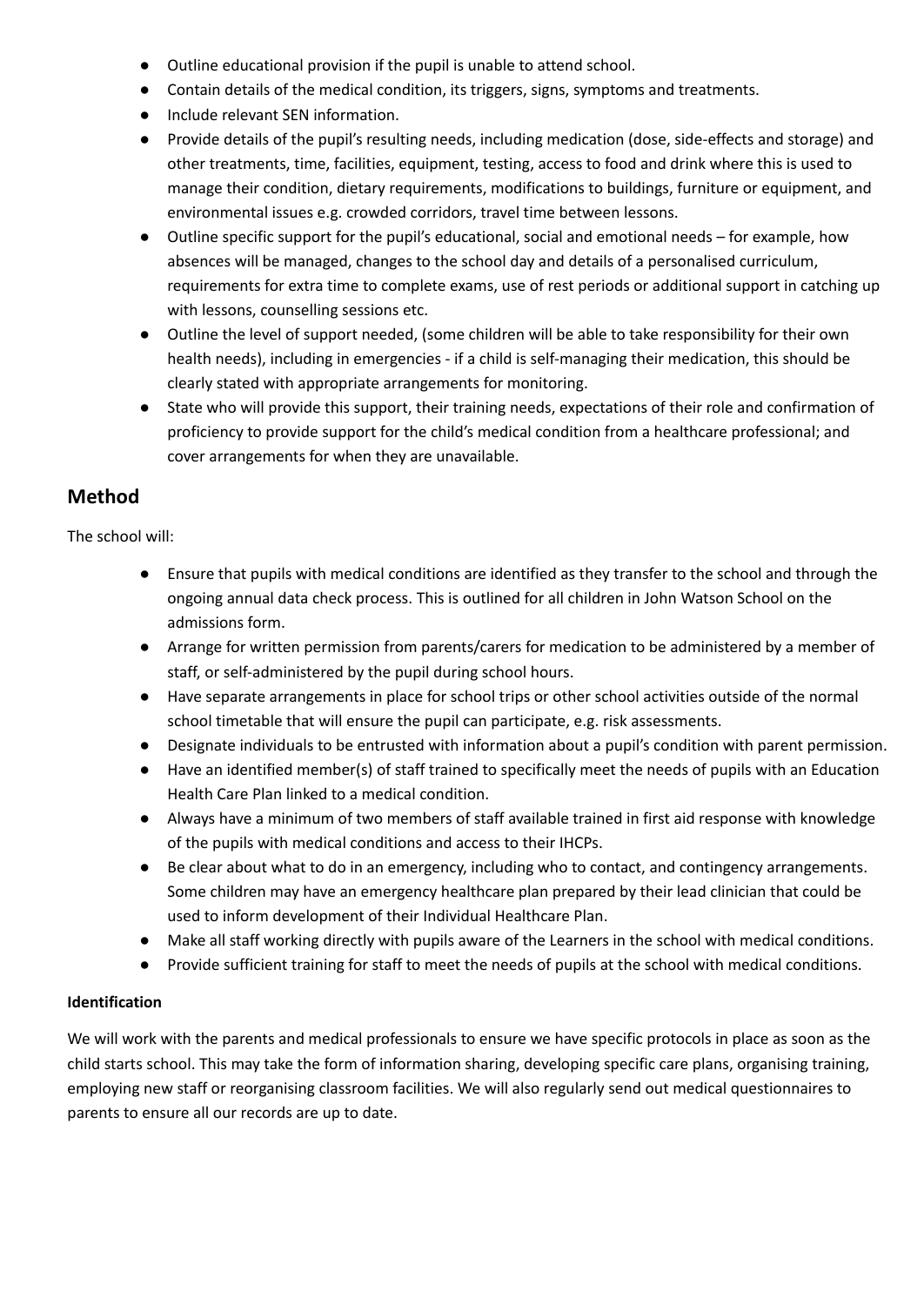- Outline educational provision if the pupil is unable to attend school.
- Contain details of the medical condition, its triggers, signs, symptoms and treatments.
- Include relevant SEN information.
- Provide details of the pupil's resulting needs, including medication (dose, side-effects and storage) and other treatments, time, facilities, equipment, testing, access to food and drink where this is used to manage their condition, dietary requirements, modifications to buildings, furniture or equipment, and environmental issues e.g. crowded corridors, travel time between lessons.
- Outline specific support for the pupil's educational, social and emotional needs – for example, how absences will be managed, changes to the school day and details of a personalised curriculum, requirements for extra time to complete exams, use of rest periods or additional support in catching up with lessons, counselling sessions etc.
- Outline the level of support needed, (some children will be able to take responsibility for their own health needs), including in emergencies - if a child is self-managing their medication, this should be clearly stated with appropriate arrangements for monitoring.
- State who will provide this support, their training needs, expectations of their role and confirmation of proficiency to provide support for the child's medical condition from a healthcare professional; and cover arrangements for when they are unavailable.

## Method

The school will:

- Ensure that pupils with medical conditions are identified as they transfer to the school and through the ongoing annual data check process. This is outlined for all children in John Watson School on the admissions form.
- Arrange for written permission from parents/carers for medication to be administered by a member of staff, or self-administered by the pupil during school hours.
- Have separate arrangements in place for school trips or other school activities outside of the normal school timetable that will ensure the pupil can participate, e.g. risk assessments.
- Designate individuals to be entrusted with information about a pupil's condition with parent permission.
- Have an identified member(s) of staff trained to specifically meet the needs of pupils with an Education Health Care Plan linked to a medical condition.
- Always have a minimum of two members of staff available trained in first aid response with knowledge of the pupils with medical conditions and access to their IHCPs.
- Be clear about what to do in an emergency, including who to contact, and contingency arrangements. Some children may have an emergency healthcare plan prepared by their lead clinician that could be used to inform development of their Individual Healthcare Plan.
- Make all staff working directly with pupils aware of the Learners in the school with medical conditions.
- Provide sufficient training for staff to meet the needs of pupils at the school with medical conditions.

**Identification**

We will work with the parents and medical professionals to ensure we have specific protocols in place as soon as the child starts school. This may take the form of information sharing, developing specific care plans, organising training, employing new staff or reorganising classroom facilities. We will also regularly send out medical questionnaires to parents to ensure all our records are up to date.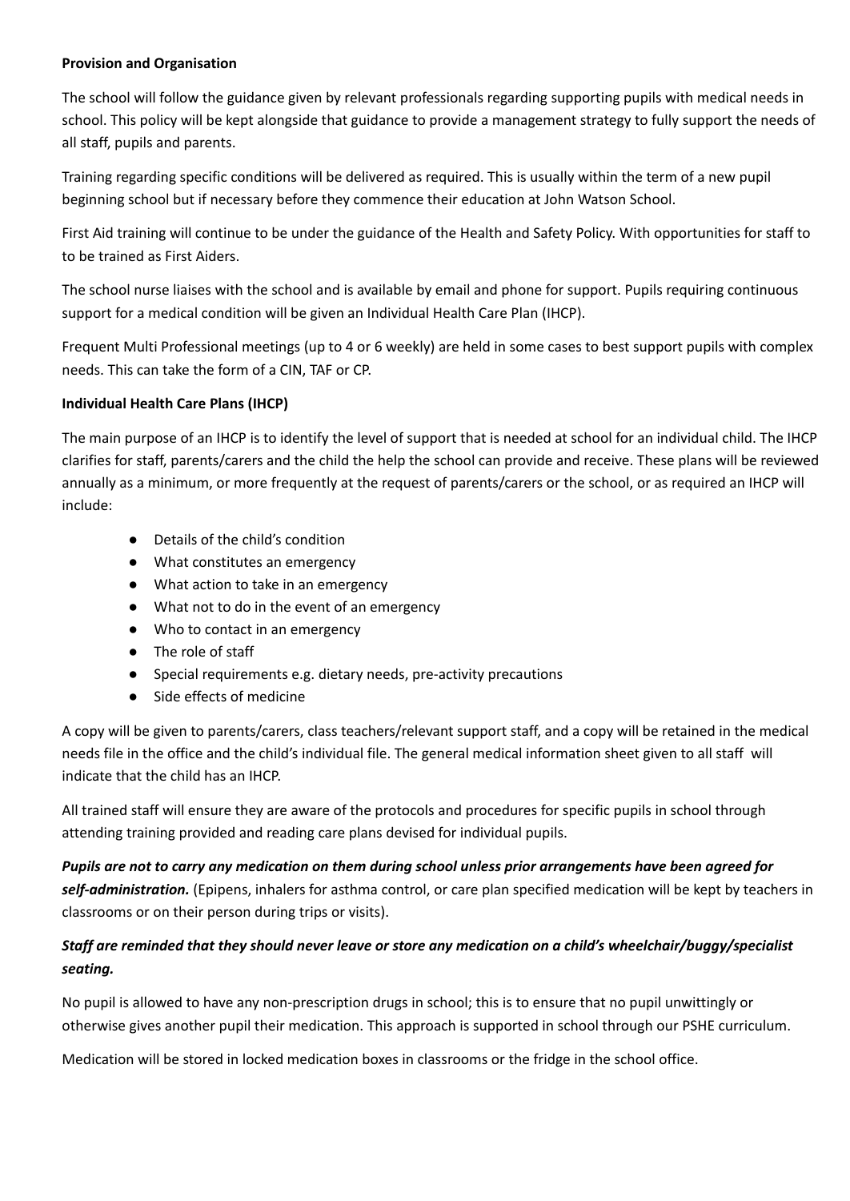**Provision and Organisation**

The school will follow the guidance given by relevant professionals regarding supporting pupils with medical needs in school. This policy will be kept alongside that guidance to provide a management strategy to fully support the needs of all staff, pupils and parents.

Training regarding specific conditions will be delivered as required. This is usually within the term of a new pupil beginning school but if necessary before they commence their education at John Watson School.

First Aid training will continue to be under the guidance of the Health and Safety Policy. With opportunities for staff to to be trained as First Aiders.

The school nurse liaises with the school and is available by email and phone for support. Pupils requiring continuous support for a medical condition will be given an Individual Health Care Plan (IHCP).

Frequent Multi Professional meetings (up to 4 or 6 weekly) are held in some cases to best support pupils with complex needs. This can take the form of a CIN, TAF or CP.

**Individual Health Care Plans (IHCP)**

The main purpose of an IHCP is to identify the level of support that is needed at school for an individual child. The IHCP clarifies for staff, parents/carers and the child the help the school can provide and receive. These plans will be reviewed annually as a minimum, or more frequently at the request of parents/carers or the school, or as required an IHCP will include:

- Details of the child's condition
- What constitutes an emergency
- What action to take in an emergency
- What not to do in the event of an emergency
- Who to contact in an emergency
- The role of staff
- Special requirements e.g. dietary needs, pre-activity precautions
- Side effects of medicine

A copy will be given to parents/carers, class teachers/relevant support staff, and a copy will be retained in the medical needs file in the office and the child's individual file. The general medical information sheet given to all staff will indicate that the child has an IHCP.

All trained staff will ensure they are aware of the protocols and procedures for specific pupils in school through attending training provided and reading care plans devised for individual pupils.

***Pupils are not to carry any medication on them during school unless prior arrangements have been agreed for self-administration.*** (Epipens, inhalers for asthma control, or care plan specified medication will be kept by teachers in classrooms or on their person during trips or visits).

***Staff are reminded that they should never leave or store any medication on a child's wheelchair/buggy/specialist seating.***

No pupil is allowed to have any non-prescription drugs in school; this is to ensure that no pupil unwittingly or otherwise gives another pupil their medication. This approach is supported in school through our PSHE curriculum.

Medication will be stored in locked medication boxes in classrooms or the fridge in the school office.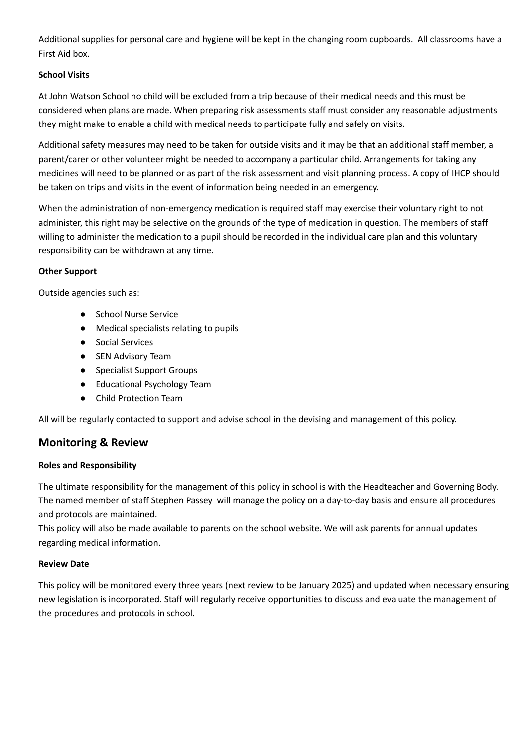Additional supplies for personal care and hygiene will be kept in the changing room cupboards. All classrooms have a First Aid box.

**School Visits**

At John Watson School no child will be excluded from a trip because of their medical needs and this must be considered when plans are made. When preparing risk assessments staff must consider any reasonable adjustments they might make to enable a child with medical needs to participate fully and safely on visits.

Additional safety measures may need to be taken for outside visits and it may be that an additional staff member, a parent/carer or other volunteer might be needed to accompany a particular child. Arrangements for taking any medicines will need to be planned or as part of the risk assessment and visit planning process. A copy of IHCP should be taken on trips and visits in the event of information being needed in an emergency.

When the administration of non-emergency medication is required staff may exercise their voluntary right to not administer, this right may be selective on the grounds of the type of medication in question. The members of staff willing to administer the medication to a pupil should be recorded in the individual care plan and this voluntary responsibility can be withdrawn at any time.

**Other Support**

Outside agencies such as:

- School Nurse Service
- Medical specialists relating to pupils
- Social Services
- SEN Advisory Team
- Specialist Support Groups
- Educational Psychology Team
- Child Protection Team

All will be regularly contacted to support and advise school in the devising and management of this policy.

## Monitoring & Review

**Roles and Responsibility**

The ultimate responsibility for the management of this policy in school is with the Headteacher and Governing Body. The named member of staff Stephen Passey will manage the policy on a day-to-day basis and ensure all procedures and protocols are maintained.

This policy will also be made available to parents on the school website. We will ask parents for annual updates regarding medical information.

**Review Date**

This policy will be monitored every three years (next review to be January 2025) and updated when necessary ensuring new legislation is incorporated. Staff will regularly receive opportunities to discuss and evaluate the management of the procedures and protocols in school.